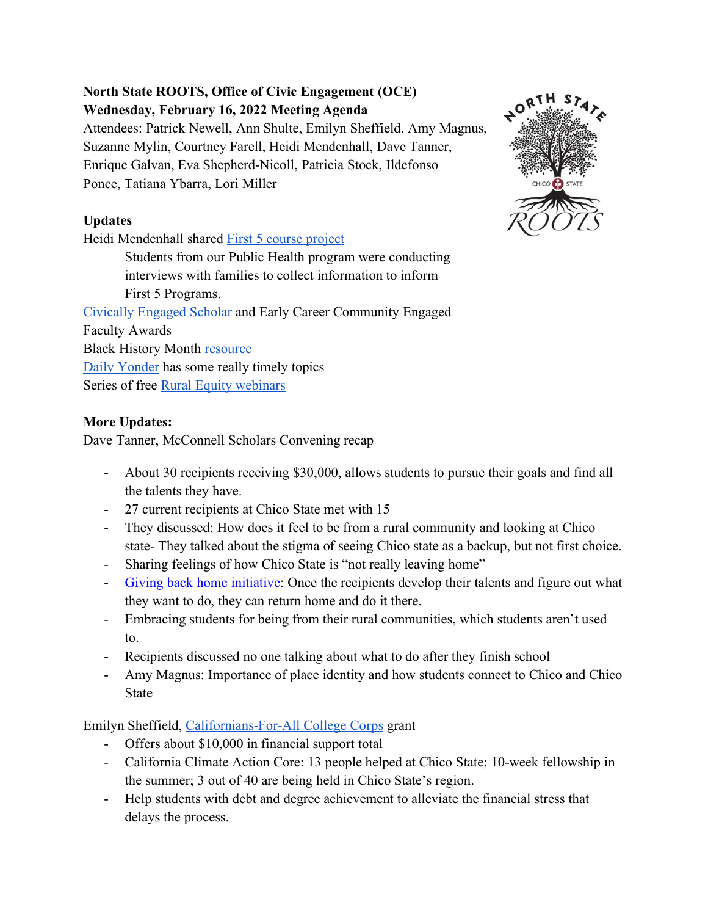**North State ROOTS, Office of Civic Engagement (OCE)**
**Wednesday, February 16, 2022 Meeting Agenda**

Attendees: Patrick Newell, Ann Shulte, Emilyn Sheffield, Amy Magnus, Suzanne Mylin, Courtney Farell, Heidi Mendenhall, Dave Tanner, Enrique Galvan, Eva Shepherd-Nicoll, Patricia Stock, Ildefonso Ponce, Tatiana Ybarra, Lori Miller

**Updates**

Heidi Mendenhall shared First 5 course project

> Students from our Public Health program were conducting interviews with families to collect information to inform First 5 Programs.

Civically Engaged Scholar and Early Career Community Engaged Faculty Awards

Black History Month resource

Daily Yonder has some really timely topics

Series of free Rural Equity webinars

**More Updates:**

Dave Tanner, McConnell Scholars Convening recap

- About 30 recipients receiving $30,000, allows students to pursue their goals and find all the talents they have.
- 27 current recipients at Chico State met with 15
- They discussed: How does it feel to be from a rural community and looking at Chico state- They talked about the stigma of seeing Chico state as a backup, but not first choice.
- Sharing feelings of how Chico State is "not really leaving home"
- Giving back home initiative: Once the recipients develop their talents and figure out what they want to do, they can return home and do it there.
- Embracing students for being from their rural communities, which students aren't used to.
- Recipients discussed no one talking about what to do after they finish school
- Amy Magnus: Importance of place identity and how students connect to Chico and Chico State

Emilyn Sheffield, Californians-For-All College Corps grant

- Offers about $10,000 in financial support total
- California Climate Action Core: 13 people helped at Chico State; 10-week fellowship in the summer; 3 out of 40 are being held in Chico State's region.
- Help students with debt and degree achievement to alleviate the financial stress that delays the process.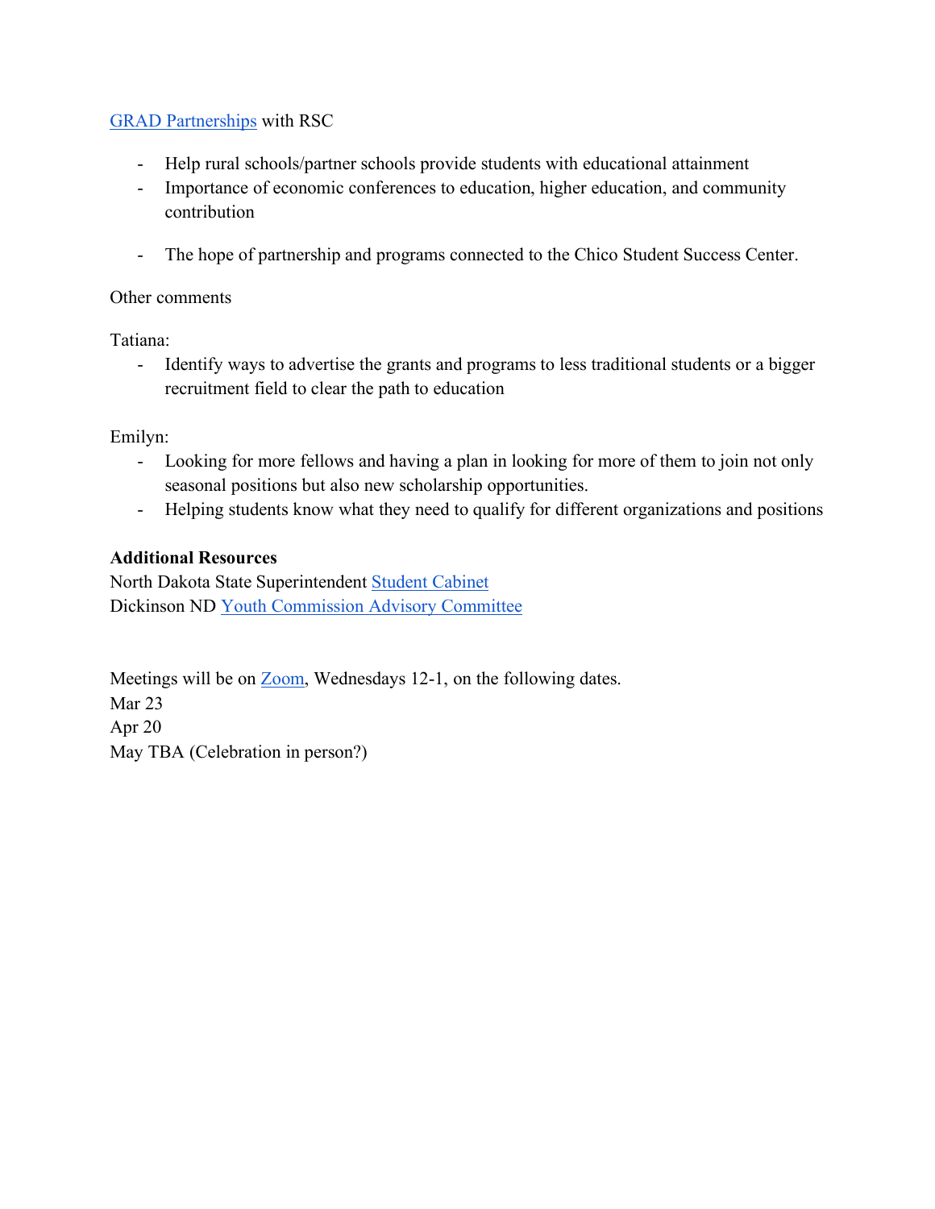GRAD Partnerships with RSC

- Help rural schools/partner schools provide students with educational attainment
- Importance of economic conferences to education, higher education, and community contribution

- The hope of partnership and programs connected to the Chico Student Success Center.

Other comments

Tatiana:

- Identify ways to advertise the grants and programs to less traditional students or a bigger recruitment field to clear the path to education

Emilyn:

- Looking for more fellows and having a plan in looking for more of them to join not only seasonal positions but also new scholarship opportunities.
- Helping students know what they need to qualify for different organizations and positions

**Additional Resources**
North Dakota State Superintendent Student Cabinet
Dickinson ND Youth Commission Advisory Committee

Meetings will be on Zoom, Wednesdays 12-1, on the following dates.
Mar 23
Apr 20
May TBA (Celebration in person?)